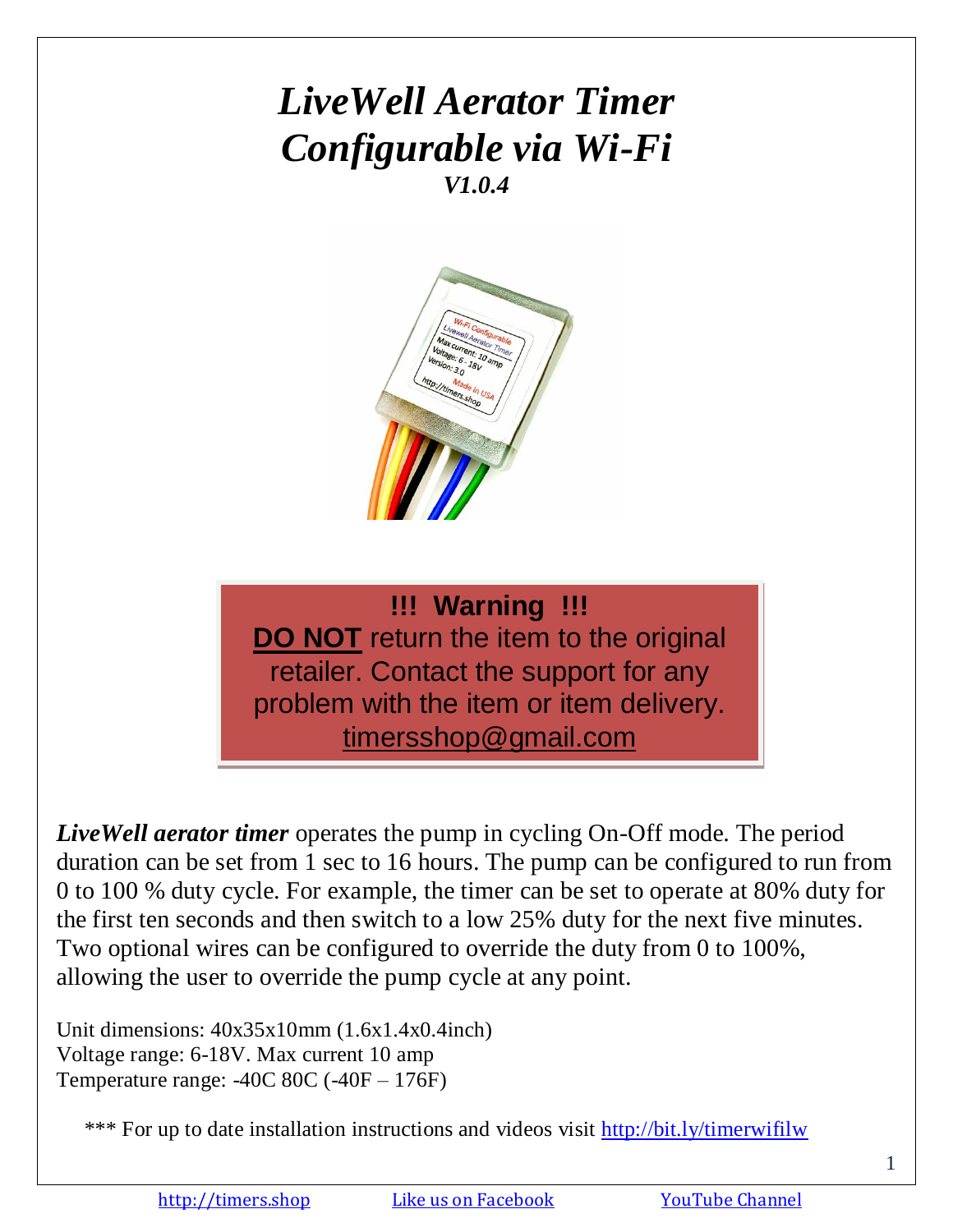# *LiveWell Aerator Timer Configurable via Wi-Fi*

***V1.0.4***

**!!! Warning !!!**

**DO NOT** return the item to the original retailer. Contact the support for any problem with the item or item delivery.
timersshop@gmail.com

***LiveWell aerator timer*** operates the pump in cycling On-Off mode. The period duration can be set from 1 sec to 16 hours. The pump can be configured to run from 0 to 100 % duty cycle. For example, the timer can be set to operate at 80% duty for the first ten seconds and then switch to a low 25% duty for the next five minutes. Two optional wires can be configured to override the duty from 0 to 100%, allowing the user to override the pump cycle at any point.

Unit dimensions: 40x35x10mm (1.6x1.4x0.4inch)
Voltage range: 6-18V. Max current 10 amp
Temperature range: -40C 80C (-40F – 176F)

*** For up to date installation instructions and videos visit http://bit.ly/timerwifilw

http://timers.shop Like us on Facebook YouTube Channel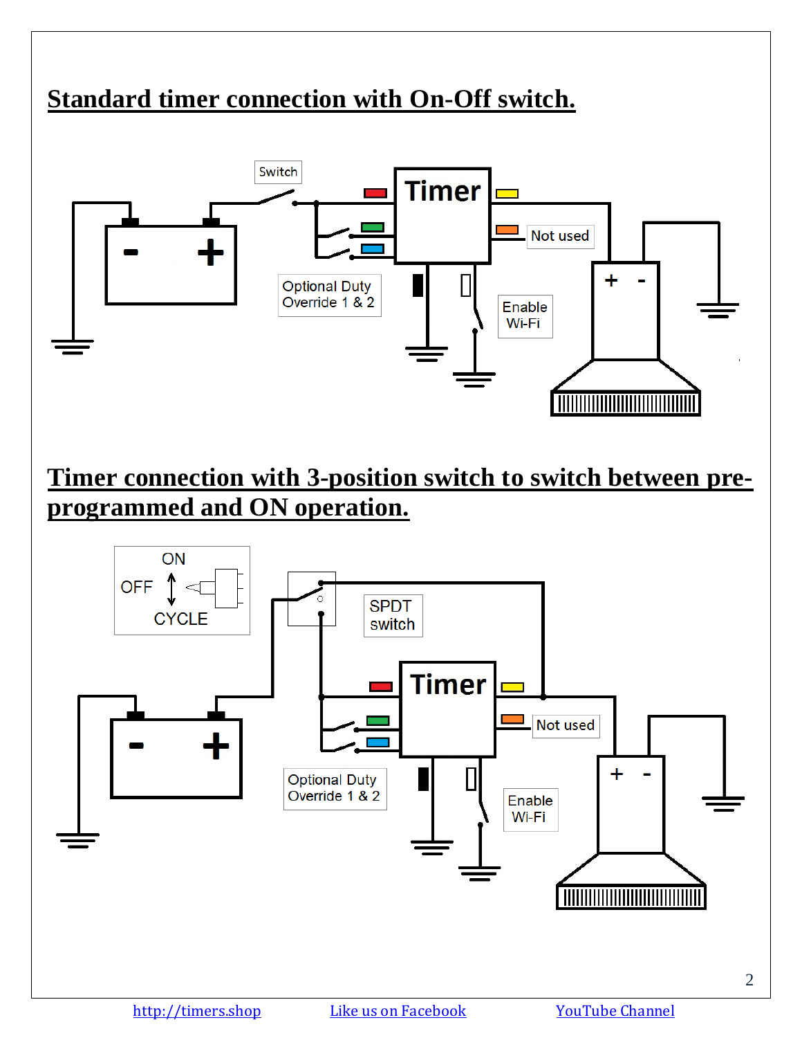## Standard timer connection with On-Off switch.

Switch

Timer

Not used

Optional Duty Override 1 & 2

Enable Wi-Fi

## Timer connection with 3-position switch to switch between pre-programmed and ON operation.

ON

OFF

CYCLE

SPDT switch

Timer

Not used

Optional Duty Override 1 & 2

Enable Wi-Fi

[http://timers.shop](http://timers.shop) | Like us on Facebook | YouTube Channel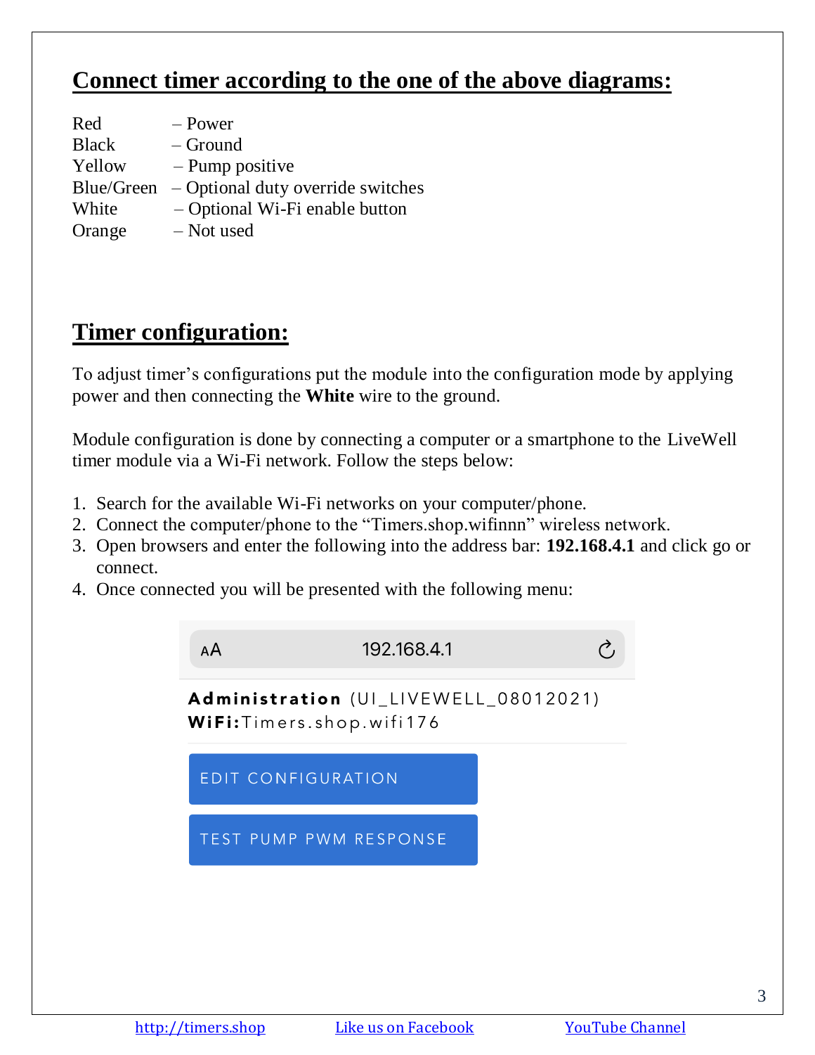## Connect timer according to the one of the above diagrams:

| | |
|---|---|
| Red | – Power |
| Black | – Ground |
| Yellow | – Pump positive |
| Blue/Green | – Optional duty override switches |
| White | – Optional Wi-Fi enable button |
| Orange | – Not used |

## Timer configuration:

To adjust timer's configurations put the module into the configuration mode by applying power and then connecting the **White** wire to the ground.

Module configuration is done by connecting a computer or a smartphone to the LiveWell timer module via a Wi-Fi network. Follow the steps below:

1. Search for the available Wi-Fi networks on your computer/phone.
2. Connect the computer/phone to the "Timers.shop.wifinnn" wireless network.
3. Open browsers and enter the following into the address bar: **192.168.4.1** and click go or connect.
4. Once connected you will be presented with the following menu:

AA 192.168.4.1

**Administration** (UI_LIVEWELL_08012021)
**WiFi:**Timers.shop.wifi176

EDIT CONFIGURATION

TEST PUMP PWM RESPONSE

http://timers.shop Like us on Facebook YouTube Channel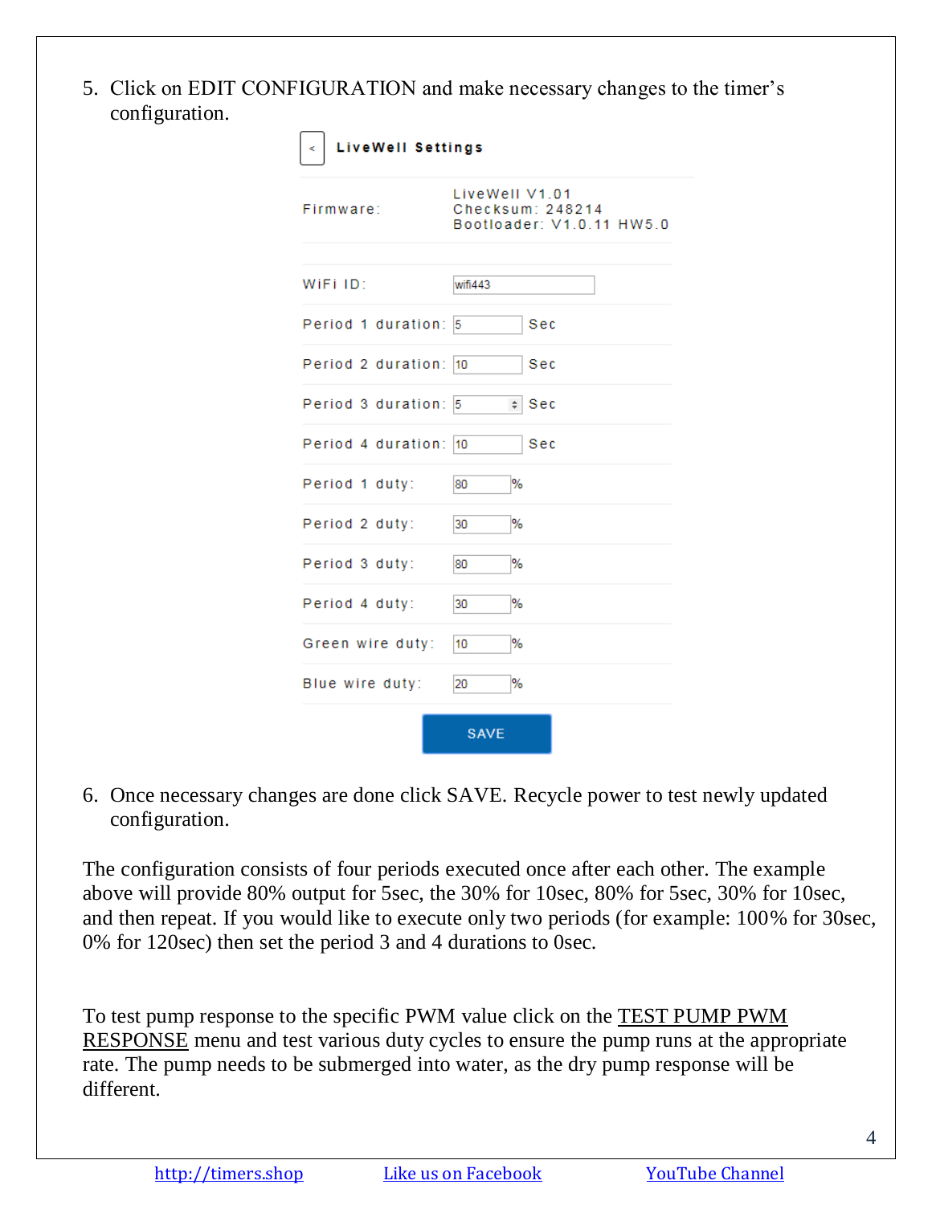5. Click on EDIT CONFIGURATION and make necessary changes to the timer's configuration.

**LiveWell Settings**

| | | |
|---|---|---|
| Firmware: | LiveWell V1.01<br>Checksum: 248214<br>Bootloader: V1.0.11 HW5.0 | |
| WiFi ID: | wifi443 | |
| Period 1 duration: | 5 | Sec |
| Period 2 duration: | 10 | Sec |
| Period 3 duration: | 5 | Sec |
| Period 4 duration: | 10 | Sec |
| Period 1 duty: | 80 | % |
| Period 2 duty: | 30 | % |
| Period 3 duty: | 80 | % |
| Period 4 duty: | 30 | % |
| Green wire duty: | 10 | % |
| Blue wire duty: | 20 | % |

SAVE

6. Once necessary changes are done click SAVE. Recycle power to test newly updated configuration.

The configuration consists of four periods executed once after each other. The example above will provide 80% output for 5sec, the 30% for 10sec, 80% for 5sec, 30% for 10sec, and then repeat. If you would like to execute only two periods (for example: 100% for 30sec, 0% for 120sec) then set the period 3 and 4 durations to 0sec.

To test pump response to the specific PWM value click on the TEST PUMP PWM RESPONSE menu and test various duty cycles to ensure the pump runs at the appropriate rate. The pump needs to be submerged into water, as the dry pump response will be different.

http://timers.shop    Like us on Facebook    YouTube Channel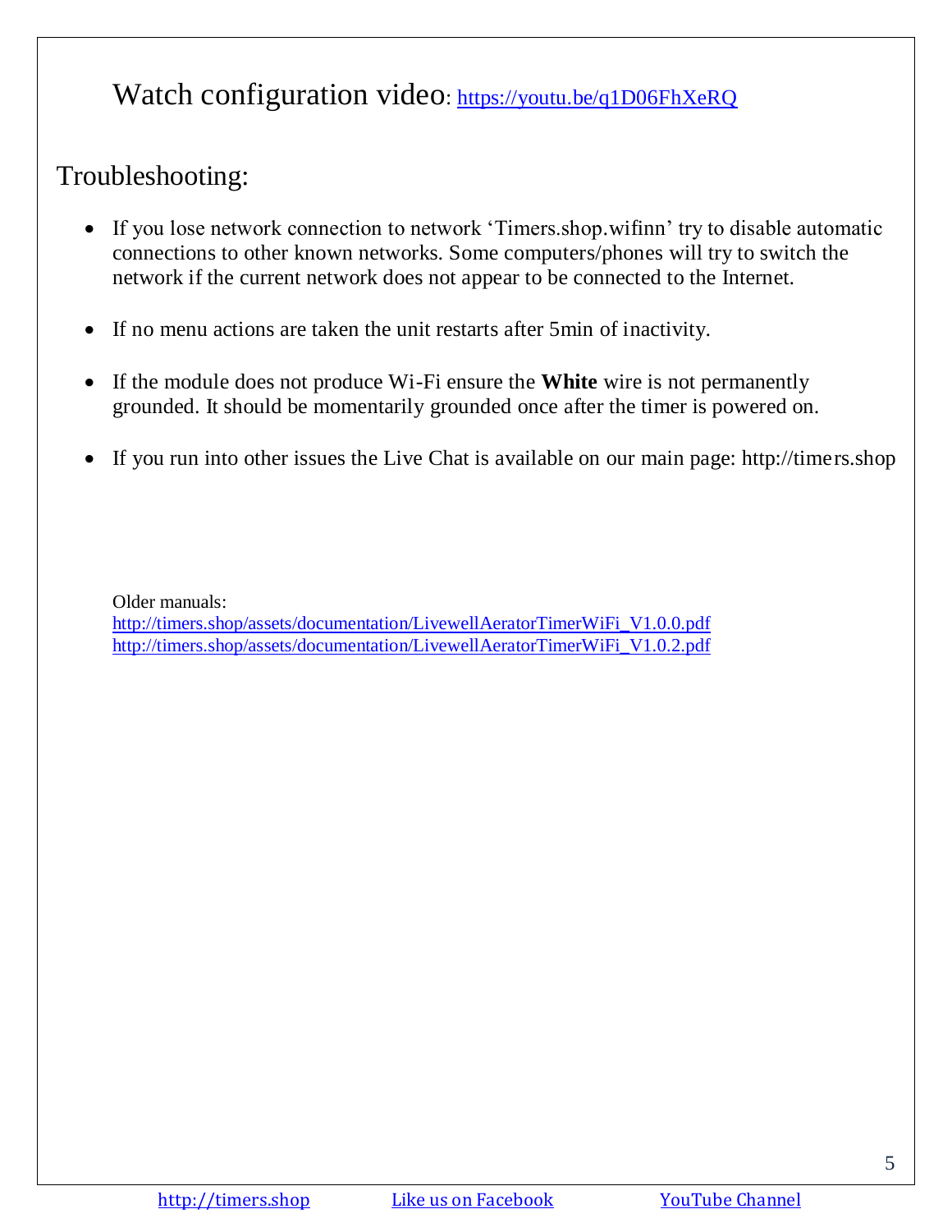## Watch configuration video: https://youtu.be/q1D06FhXeRQ

## Troubleshooting:

- If you lose network connection to network 'Timers.shop.wifinn' try to disable automatic connections to other known networks. Some computers/phones will try to switch the network if the current network does not appear to be connected to the Internet.

- If no menu actions are taken the unit restarts after 5min of inactivity.

- If the module does not produce Wi-Fi ensure the **White** wire is not permanently grounded. It should be momentarily grounded once after the timer is powered on.

- If you run into other issues the Live Chat is available on our main page: http://timers.shop

Older manuals:
http://timers.shop/assets/documentation/LivewellAeratorTimerWiFi_V1.0.0.pdf
http://timers.shop/assets/documentation/LivewellAeratorTimerWiFi_V1.0.2.pdf